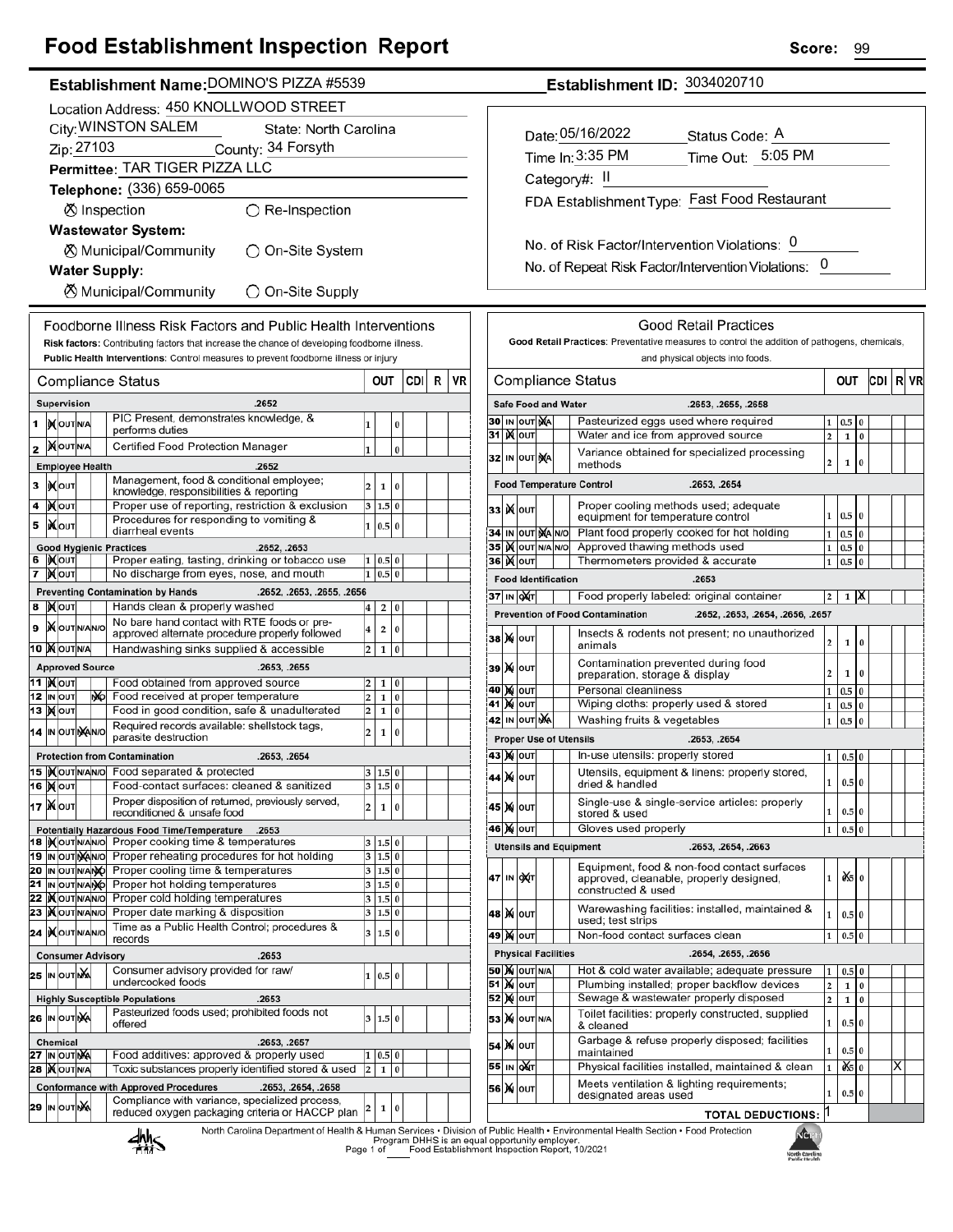# Food Establishment Inspection Report

**Score:** 99

**Establishment Name:** DOMINO'S PIZZA #5539

**Establishment ID:** 3034020710

Location Address: 450 KNOLLWOOD STREET
City: WINSTON SALEM State: North Carolina
Zip: 27103 County: 34 Forsyth
Permittee: TAR TIGER PIZZA LLC
Telephone: (336) 659-0065

⊗ Inspection ○ Re-Inspection

**Wastewater System:** ⊗ Municipal/Community ○ On-Site System

**Water Supply:** ⊗ Municipal/Community ○ On-Site Supply

Date: 05/16/2022 Status Code: A
Time In: 3:35 PM Time Out: 5:05 PM
Category#: II
FDA Establishment Type: Fast Food Restaurant

No. of Risk Factor/Intervention Violations: 0
No. of Repeat Risk Factor/Intervention Violations: 0

## Foodborne Illness Risk Factors and Public Health Interventions

**Risk factors:** Contributing factors that increase the chance of developing foodborne illness.
**Public Health Interventions:** Control measures to prevent foodborne illness or injury

| # | Compliance Status | | OUT | | | CDI | R | VR |
|---|---|---|---|---|---|---|---|---|
| | **Supervision** .2652 | | | | | | | |
| 1 | IN OUT N/A | PIC Present, demonstrates knowledge, & performs duties | 1 | | 0 | | | |
| 2 | IN OUT N/A | Certified Food Protection Manager | 1 | | 0 | | | |
| | **Employee Health** .2652 | | | | | | | |
| 3 | IN OUT | Management, food & conditional employee; knowledge, responsibilities & reporting | 2 | 1 | 0 | | | |
| 4 | IN OUT | Proper use of reporting, restriction & exclusion | 3 | 1.5 | 0 | | | |
| 5 | IN OUT | Procedures for responding to vomiting & diarrheal events | 1 | 0.5 | 0 | | | |
| | **Good Hygienic Practices** .2652, .2653 | | | | | | | |
| 6 | IN OUT | Proper eating, tasting, drinking or tobacco use | 1 | 0.5 | 0 | | | |
| 7 | IN OUT | No discharge from eyes, nose, and mouth | 1 | 0.5 | 0 | | | |
| | **Preventing Contamination by Hands** .2652, .2653, .2655, .2656 | | | | | | | |
| 8 | IN OUT | Hands clean & properly washed | 4 | 2 | 0 | | | |
| 9 | IN OUT N/A N/O | No bare hand contact with RTE foods or pre-approved alternate procedure properly followed | 4 | 2 | 0 | | | |
| 10 | IN OUT N/A | Handwashing sinks supplied & accessible | 2 | 1 | 0 | | | |
| | **Approved Source** .2653, .2655 | | | | | | | |
| 11 | IN OUT | Food obtained from approved source | 2 | 1 | 0 | | | |
| 12 | IN OUT N/O | Food received at proper temperature | 2 | 1 | 0 | | | |
| 13 | IN OUT | Food in good condition, safe & unadulterated | 2 | 1 | 0 | | | |
| 14 | IN OUT N/A N/O | Required records available: shellstock tags, parasite destruction | 2 | 1 | 0 | | | |
| | **Protection from Contamination** .2653, .2654 | | | | | | | |
| 15 | IN OUT N/A N/O | Food separated & protected | 3 | 1.5 | 0 | | | |
| 16 | IN OUT | Food-contact surfaces: cleaned & sanitized | 3 | 1.5 | 0 | | | |
| 17 | IN OUT | Proper disposition of returned, previously served, reconditioned & unsafe food | 2 | 1 | 0 | | | |
| | **Potentially Hazardous Food Time/Temperature** .2653 | | | | | | | |
| 18 | IN OUT N/A N/O | Proper cooking time & temperatures | 3 | 1.5 | 0 | | | |
| 19 | IN OUT N/A N/O | Proper reheating procedures for hot holding | 3 | 1.5 | 0 | | | |
| 20 | IN OUT N/A N/O | Proper cooling time & temperatures | 3 | 1.5 | 0 | | | |
| 21 | IN OUT N/A N/O | Proper hot holding temperatures | 3 | 1.5 | 0 | | | |
| 22 | IN OUT N/A N/O | Proper cold holding temperatures | 3 | 1.5 | 0 | | | |
| 23 | IN OUT N/A N/O | Proper date marking & disposition | 3 | 1.5 | 0 | | | |
| 24 | IN OUT N/A N/O | Time as a Public Health Control; procedures & records | 3 | 1.5 | 0 | | | |
| | **Consumer Advisory** .2653 | | | | | | | |
| 25 | IN OUT N/A | Consumer advisory provided for raw/ undercooked foods | 1 | 0.5 | 0 | | | |
| | **Highly Susceptible Populations** .2653 | | | | | | | |
| 26 | IN OUT N/A | Pasteurized foods used; prohibited foods not offered | 3 | 1.5 | 0 | | | |
| | **Chemical** .2653, .2657 | | | | | | | |
| 27 | IN OUT N/A | Food additives: approved & properly used | 1 | 0.5 | 0 | | | |
| 28 | IN OUT N/A | Toxic substances properly identified stored & used | 2 | 1 | 0 | | | |
| | **Conformance with Approved Procedures** .2653, .2654, .2658 | | | | | | | |
| 29 | IN OUT N/A | Compliance with variance, specialized process, reduced oxygen packaging criteria or HACCP plan | 2 | 1 | 0 | | | |

## Good Retail Practices

**Good Retail Practices:** Preventative measures to control the addition of pathogens, chemicals, and physical objects into foods.

| # | Compliance Status | | OUT | | | CDI | R | VR |
|---|---|---|---|---|---|---|---|---|
| | **Safe Food and Water** .2653, .2655, .2658 | | | | | | | |
| 30 | IN OUT N/A | Pasteurized eggs used where required | 1 | 0.5 | 0 | | | |
| 31 | IN OUT | Water and ice from approved source | 2 | 1 | 0 | | | |
| 32 | IN OUT N/A | Variance obtained for specialized processing methods | 2 | 1 | 0 | | | |
| | **Food Temperature Control** .2653, .2654 | | | | | | | |
| 33 | IN OUT | Proper cooling methods used; adequate equipment for temperature control | 1 | 0.5 | 0 | | | |
| 34 | IN OUT N/A N/O | Plant food properly cooked for hot holding | 1 | 0.5 | 0 | | | |
| 35 | IN OUT N/A N/O | Approved thawing methods used | 1 | 0.5 | 0 | | | |
| 36 | IN OUT | Thermometers provided & accurate | 1 | 0.5 | 0 | | | |
| | **Food Identification** .2653 | | | | | | | |
| 37 | IN OUT | Food properly labeled: original container | 2 | 1 | X | | | |
| | **Prevention of Food Contamination** .2652, .2653, .2654, .2656, .2657 | | | | | | | |
| 38 | IN OUT | Insects & rodents not present; no unauthorized animals | 2 | 1 | 0 | | | |
| 39 | IN OUT | Contamination prevented during food preparation, storage & display | 2 | 1 | 0 | | | |
| 40 | IN OUT | Personal cleanliness | 1 | 0.5 | 0 | | | |
| 41 | IN OUT | Wiping cloths: properly used & stored | 1 | 0.5 | 0 | | | |
| 42 | IN OUT N/A | Washing fruits & vegetables | 1 | 0.5 | 0 | | | |
| | **Proper Use of Utensils** .2653, .2654 | | | | | | | |
| 43 | IN OUT | In-use utensils: properly stored | 1 | 0.5 | 0 | | | |
| 44 | IN OUT | Utensils, equipment & linens: properly stored, dried & handled | 1 | 0.5 | 0 | | | |
| 45 | IN OUT | Single-use & single-service articles: properly stored & used | 1 | 0.5 | 0 | | | |
| 46 | IN OUT | Gloves used properly | 1 | 0.5 | 0 | | | |
| | **Utensils and Equipment** .2653, .2654, .2663 | | | | | | | |
| 47 | IN OUT | Equipment, food & non-food contact surfaces approved, cleanable, properly designed, constructed & used | 1 | X | 0 | | | |
| 48 | IN OUT | Warewashing facilities: installed, maintained & used; test strips | 1 | 0.5 | 0 | | | |
| 49 | IN OUT | Non-food contact surfaces clean | 1 | 0.5 | 0 | | | |
| | **Physical Facilities** .2654, .2655, .2656 | | | | | | | |
| 50 | IN OUT N/A | Hot & cold water available; adequate pressure | 1 | 0.5 | 0 | | | |
| 51 | IN OUT | Plumbing installed; proper backflow devices | 2 | 1 | 0 | | | |
| 52 | IN OUT | Sewage & wastewater properly disposed | 2 | 1 | 0 | | | |
| 53 | IN OUT N/A | Toilet facilities: properly constructed, supplied & cleaned | 1 | 0.5 | 0 | | | |
| 54 | IN OUT | Garbage & refuse properly disposed; facilities maintained | 1 | 0.5 | 0 | | | |
| 55 | IN OUT | Physical facilities installed, maintained & clean | 1 | X | 0 | | | X |
| 56 | IN OUT | Meets ventilation & lighting requirements; designated areas used | 1 | 0.5 | 0 | | | |
| | | **TOTAL DEDUCTIONS:** | 1 | | | | | |

North Carolina Department of Health & Human Services • Division of Public Health • Environmental Health Section • Food Protection Program DHHS is an equal opportunity employer.
Food Establishment Inspection Report, 10/2021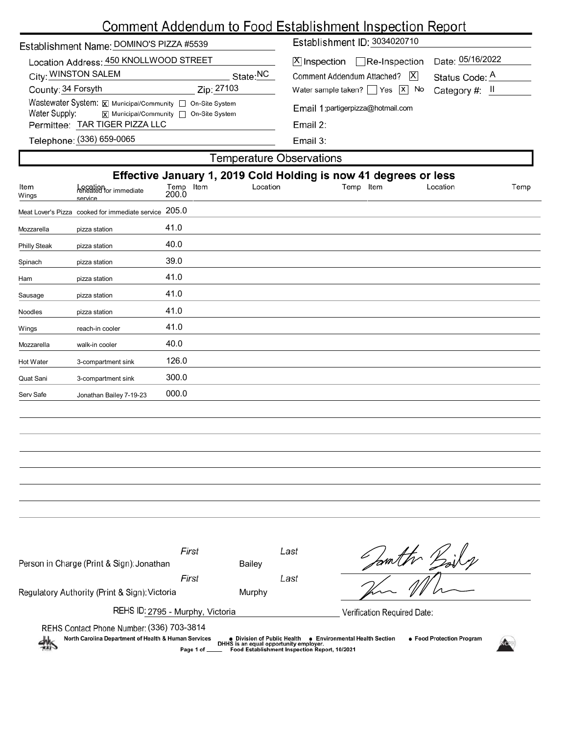# Comment Addendum to Food Establishment Inspection Report

**Establishment Name:** DOMINO'S PIZZA #5539

**Establishment ID:** 3034020710

**Location Address:** 450 KNOLLWOOD STREET

**City:** WINSTON SALEM **State:** NC

**County:** 34 Forsyth **Zip:** 27103

**Wastewater System:** [X] Municipal/Community [ ] On-Site System

**Water Supply:** [X] Municipal/Community [ ] On-Site System

**Permittee:** TAR TIGER PIZZA LLC

**Telephone:** (336) 659-0065

[X] Inspection [ ] Re-Inspection **Date:** 05/16/2022

Comment Addendum Attached? [X] **Status Code:** A

Water sample taken? [ ] Yes [X] No **Category #:** II

**Email 1:** partigerpizza@hotmail.com

**Email 2:**

**Email 3:**

## Temperature Observations

### Effective January 1, 2019 Cold Holding is now 41 degrees or less

| Item | Location | Temp | Item | Location | Temp | Item | Location | Temp |
|---|---|---|---|---|---|---|---|---|
| Wings | reheated for immediate service | 200.0 | | | | | | |
| Meat Lover's Pizza | cooked for immediate service | 205.0 | | | | | | |
| Mozzarella | pizza station | 41.0 | | | | | | |
| Philly Steak | pizza station | 40.0 | | | | | | |
| Spinach | pizza station | 39.0 | | | | | | |
| Ham | pizza station | 41.0 | | | | | | |
| Sausage | pizza station | 41.0 | | | | | | |
| Noodles | pizza station | 41.0 | | | | | | |
| Wings | reach-in cooler | 41.0 | | | | | | |
| Mozzarella | walk-in cooler | 40.0 | | | | | | |
| Hot Water | 3-compartment sink | 126.0 | | | | | | |
| Quat Sani | 3-compartment sink | 300.0 | | | | | | |
| Serv Safe | Jonathan Bailey 7-19-23 | 000.0 | | | | | | |

**Person in Charge (Print & Sign):** First: Jonathan Last: Bailey

**Regulatory Authority (Print & Sign):** First: Victoria Last: Murphy

**REHS ID:** 2795 - Murphy, Victoria

**Verification Required Date:**

**REHS Contact Phone Number:** (336) 703-3814

North Carolina Department of Health & Human Services • Division of Public Health • Environmental Health Section • Food Protection Program

DHHS is an equal opportunity employer.

Food Establishment Inspection Report, 10/2021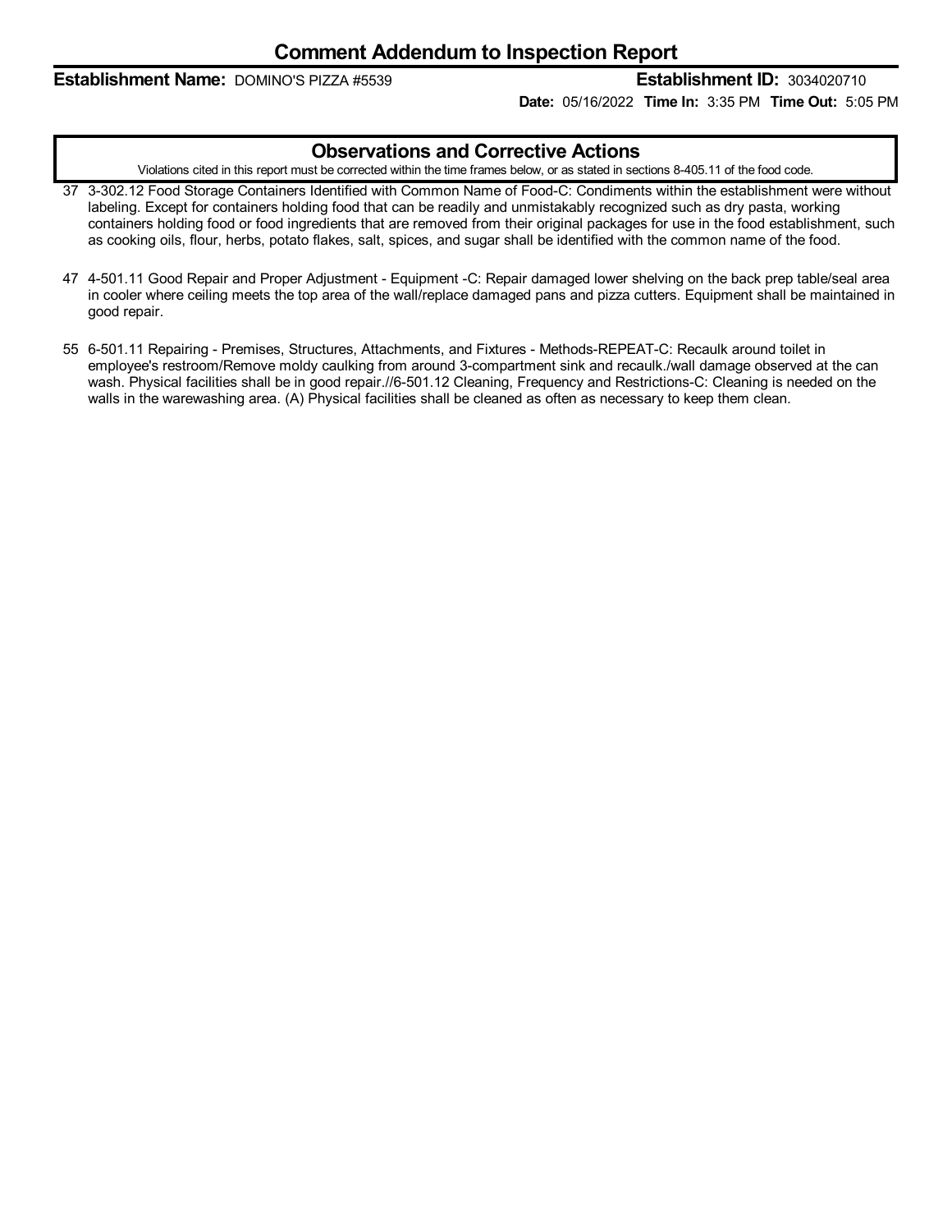# Comment Addendum to Inspection Report

**Establishment Name:** DOMINO'S PIZZA #5539 **Establishment ID:** 3034020710

**Date:** 05/16/2022 **Time In:** 3:35 PM **Time Out:** 5:05 PM

## Observations and Corrective Actions

Violations cited in this report must be corrected within the time frames below, or as stated in sections 8-405.11 of the food code.

37 3-302.12 Food Storage Containers Identified with Common Name of Food-C: Condiments within the establishment were without labeling. Except for containers holding food that can be readily and unmistakably recognized such as dry pasta, working containers holding food or food ingredients that are removed from their original packages for use in the food establishment, such as cooking oils, flour, herbs, potato flakes, salt, spices, and sugar shall be identified with the common name of the food.

47 4-501.11 Good Repair and Proper Adjustment - Equipment -C: Repair damaged lower shelving on the back prep table/seal area in cooler where ceiling meets the top area of the wall/replace damaged pans and pizza cutters. Equipment shall be maintained in good repair.

55 6-501.11 Repairing - Premises, Structures, Attachments, and Fixtures - Methods-REPEAT-C: Recaulk around toilet in employee's restroom/Remove moldy caulking from around 3-compartment sink and recaulk./wall damage observed at the can wash. Physical facilities shall be in good repair.//6-501.12 Cleaning, Frequency and Restrictions-C: Cleaning is needed on the walls in the warewashing area. (A) Physical facilities shall be cleaned as often as necessary to keep them clean.